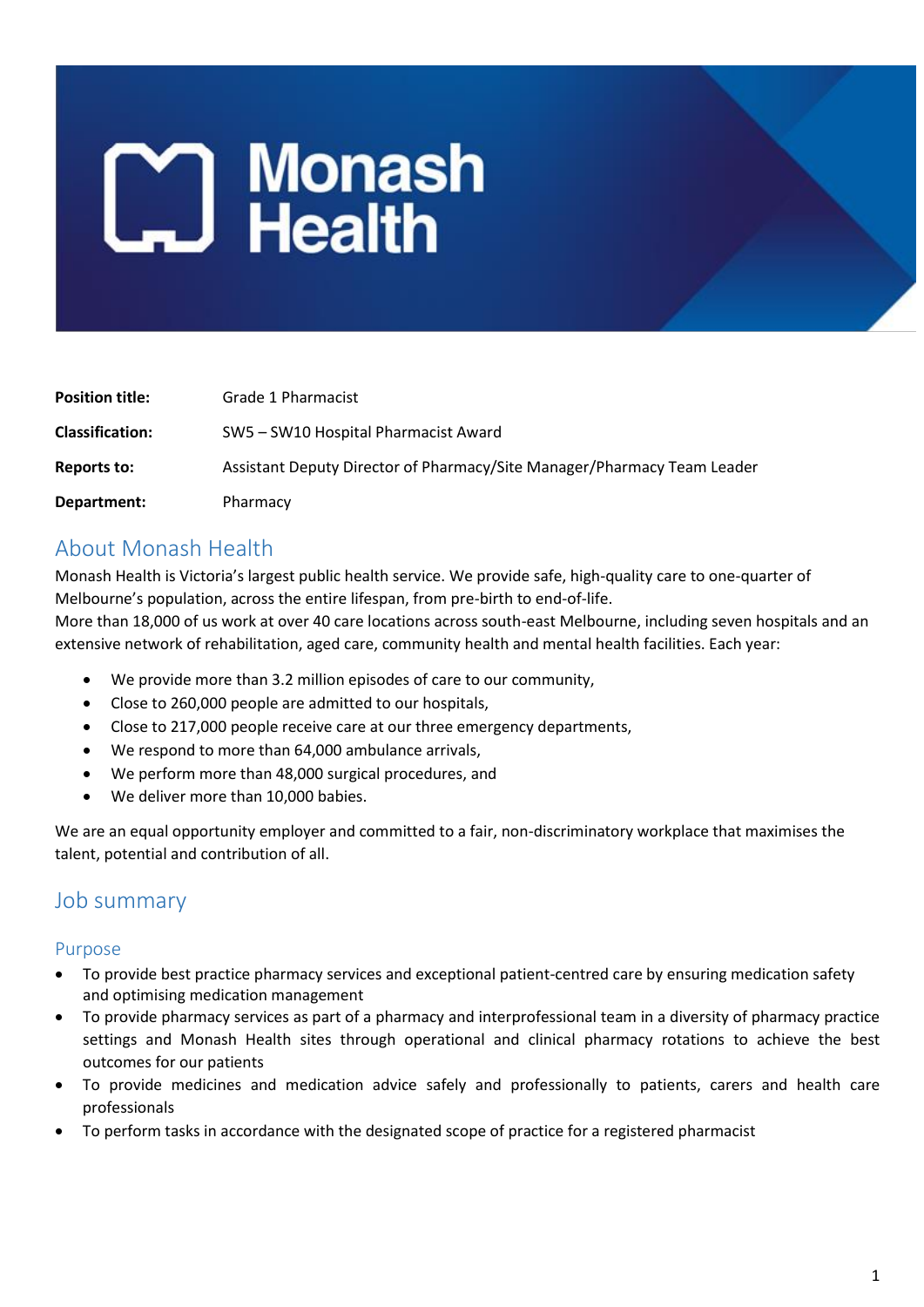**Position title:** Grade 1 Pharmacist

**Classification:** SW5 – SW10 Hospital Pharmacist Award

**Reports to:** Assistant Deputy Director of Pharmacy/Site Manager/Pharmacy Team Leader

**Department:** Pharmacy

## About Monash Health

Monash Health is Victoria's largest public health service. We provide safe, high-quality care to one-quarter of Melbourne's population, across the entire lifespan, from pre-birth to end-of-life.
More than 18,000 of us work at over 40 care locations across south-east Melbourne, including seven hospitals and an extensive network of rehabilitation, aged care, community health and mental health facilities. Each year:

- We provide more than 3.2 million episodes of care to our community,
- Close to 260,000 people are admitted to our hospitals,
- Close to 217,000 people receive care at our three emergency departments,
- We respond to more than 64,000 ambulance arrivals,
- We perform more than 48,000 surgical procedures, and
- We deliver more than 10,000 babies.

We are an equal opportunity employer and committed to a fair, non-discriminatory workplace that maximises the talent, potential and contribution of all.

## Job summary

### Purpose

- To provide best practice pharmacy services and exceptional patient-centred care by ensuring medication safety and optimising medication management
- To provide pharmacy services as part of a pharmacy and interprofessional team in a diversity of pharmacy practice settings and Monash Health sites through operational and clinical pharmacy rotations to achieve the best outcomes for our patients
- To provide medicines and medication advice safely and professionally to patients, carers and health care professionals
- To perform tasks in accordance with the designated scope of practice for a registered pharmacist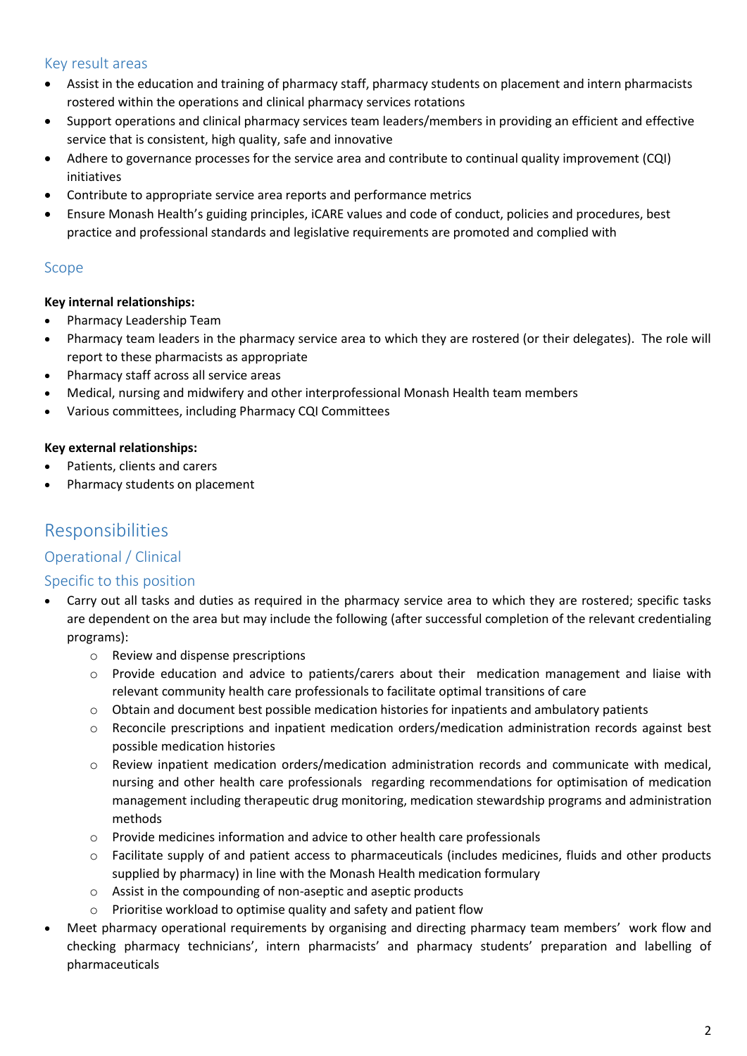## Key result areas

- Assist in the education and training of pharmacy staff, pharmacy students on placement and intern pharmacists rostered within the operations and clinical pharmacy services rotations
- Support operations and clinical pharmacy services team leaders/members in providing an efficient and effective service that is consistent, high quality, safe and innovative
- Adhere to governance processes for the service area and contribute to continual quality improvement (CQI) initiatives
- Contribute to appropriate service area reports and performance metrics
- Ensure Monash Health's guiding principles, iCARE values and code of conduct, policies and procedures, best practice and professional standards and legislative requirements are promoted and complied with

## Scope

**Key internal relationships:**

- Pharmacy Leadership Team
- Pharmacy team leaders in the pharmacy service area to which they are rostered (or their delegates). The role will report to these pharmacists as appropriate
- Pharmacy staff across all service areas
- Medical, nursing and midwifery and other interprofessional Monash Health team members
- Various committees, including Pharmacy CQI Committees

**Key external relationships:**

- Patients, clients and carers
- Pharmacy students on placement

# Responsibilities

## Operational / Clinical

## Specific to this position

- Carry out all tasks and duties as required in the pharmacy service area to which they are rostered; specific tasks are dependent on the area but may include the following (after successful completion of the relevant credentialing programs):
    - Review and dispense prescriptions
    - Provide education and advice to patients/carers about their medication management and liaise with relevant community health care professionals to facilitate optimal transitions of care
    - Obtain and document best possible medication histories for inpatients and ambulatory patients
    - Reconcile prescriptions and inpatient medication orders/medication administration records against best possible medication histories
    - Review inpatient medication orders/medication administration records and communicate with medical, nursing and other health care professionals regarding recommendations for optimisation of medication management including therapeutic drug monitoring, medication stewardship programs and administration methods
    - Provide medicines information and advice to other health care professionals
    - Facilitate supply of and patient access to pharmaceuticals (includes medicines, fluids and other products supplied by pharmacy) in line with the Monash Health medication formulary
    - Assist in the compounding of non-aseptic and aseptic products
    - Prioritise workload to optimise quality and safety and patient flow
- Meet pharmacy operational requirements by organising and directing pharmacy team members' work flow and checking pharmacy technicians', intern pharmacists' and pharmacy students' preparation and labelling of pharmaceuticals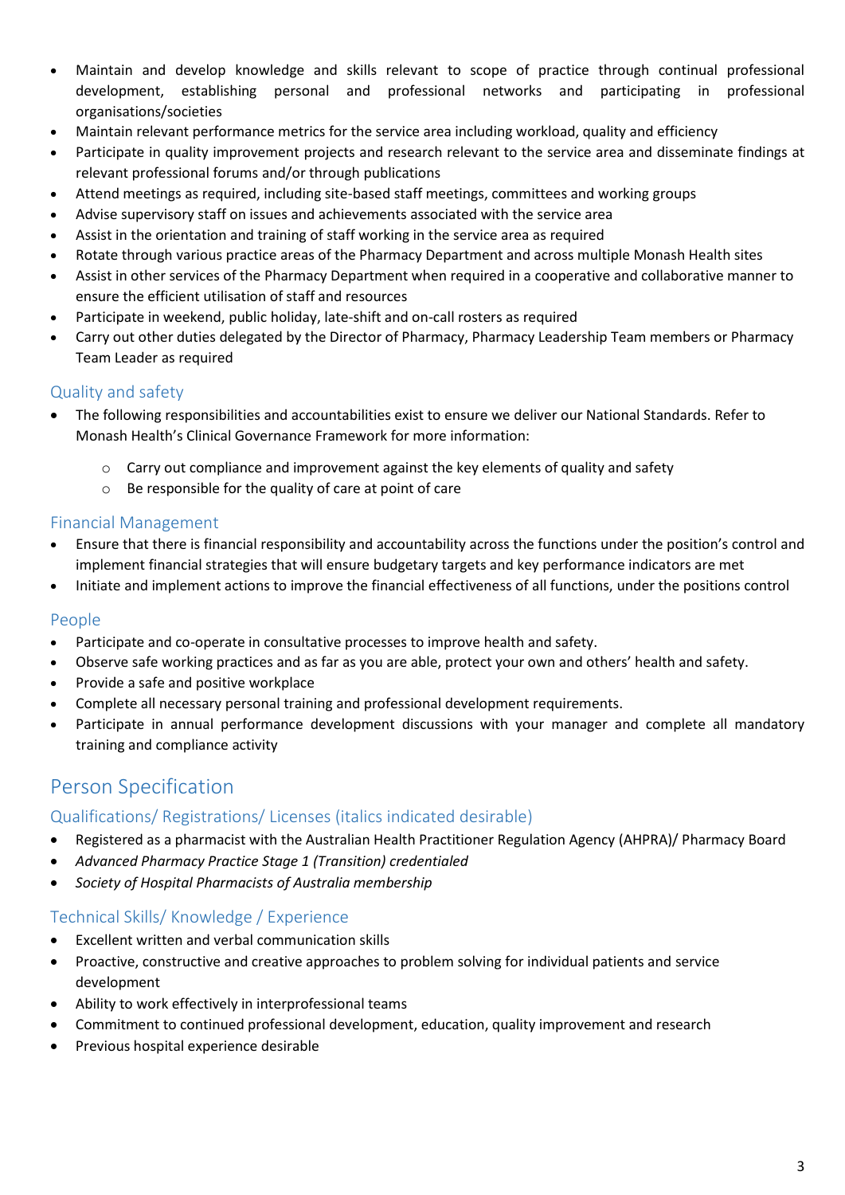- Maintain and develop knowledge and skills relevant to scope of practice through continual professional development, establishing personal and professional networks and participating in professional organisations/societies
- Maintain relevant performance metrics for the service area including workload, quality and efficiency
- Participate in quality improvement projects and research relevant to the service area and disseminate findings at relevant professional forums and/or through publications
- Attend meetings as required, including site-based staff meetings, committees and working groups
- Advise supervisory staff on issues and achievements associated with the service area
- Assist in the orientation and training of staff working in the service area as required
- Rotate through various practice areas of the Pharmacy Department and across multiple Monash Health sites
- Assist in other services of the Pharmacy Department when required in a cooperative and collaborative manner to ensure the efficient utilisation of staff and resources
- Participate in weekend, public holiday, late-shift and on-call rosters as required
- Carry out other duties delegated by the Director of Pharmacy, Pharmacy Leadership Team members or Pharmacy Team Leader as required

### Quality and safety

- The following responsibilities and accountabilities exist to ensure we deliver our National Standards. Refer to Monash Health's Clinical Governance Framework for more information:
    - Carry out compliance and improvement against the key elements of quality and safety
    - Be responsible for the quality of care at point of care

### Financial Management

- Ensure that there is financial responsibility and accountability across the functions under the position's control and implement financial strategies that will ensure budgetary targets and key performance indicators are met
- Initiate and implement actions to improve the financial effectiveness of all functions, under the positions control

### People

- Participate and co-operate in consultative processes to improve health and safety.
- Observe safe working practices and as far as you are able, protect your own and others' health and safety.
- Provide a safe and positive workplace
- Complete all necessary personal training and professional development requirements.
- Participate in annual performance development discussions with your manager and complete all mandatory training and compliance activity

## Person Specification

### Qualifications/ Registrations/ Licenses (italics indicated desirable)

- Registered as a pharmacist with the Australian Health Practitioner Regulation Agency (AHPRA)/ Pharmacy Board
- *Advanced Pharmacy Practice Stage 1 (Transition) credentialed*
- *Society of Hospital Pharmacists of Australia membership*

### Technical Skills/ Knowledge / Experience

- Excellent written and verbal communication skills
- Proactive, constructive and creative approaches to problem solving for individual patients and service development
- Ability to work effectively in interprofessional teams
- Commitment to continued professional development, education, quality improvement and research
- Previous hospital experience desirable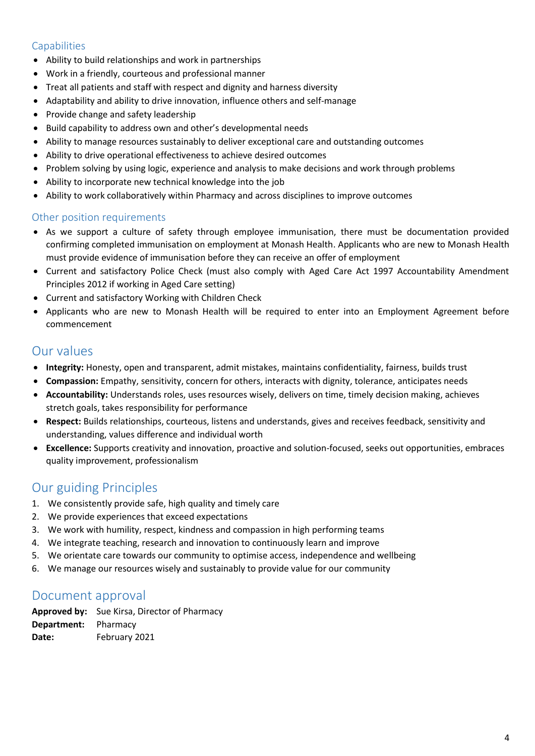### Capabilities

- Ability to build relationships and work in partnerships
- Work in a friendly, courteous and professional manner
- Treat all patients and staff with respect and dignity and harness diversity
- Adaptability and ability to drive innovation, influence others and self-manage
- Provide change and safety leadership
- Build capability to address own and other's developmental needs
- Ability to manage resources sustainably to deliver exceptional care and outstanding outcomes
- Ability to drive operational effectiveness to achieve desired outcomes
- Problem solving by using logic, experience and analysis to make decisions and work through problems
- Ability to incorporate new technical knowledge into the job
- Ability to work collaboratively within Pharmacy and across disciplines to improve outcomes

### Other position requirements

- As we support a culture of safety through employee immunisation, there must be documentation provided confirming completed immunisation on employment at Monash Health. Applicants who are new to Monash Health must provide evidence of immunisation before they can receive an offer of employment
- Current and satisfactory Police Check (must also comply with Aged Care Act 1997 Accountability Amendment Principles 2012 if working in Aged Care setting)
- Current and satisfactory Working with Children Check
- Applicants who are new to Monash Health will be required to enter into an Employment Agreement before commencement

## Our values

- **Integrity:** Honesty, open and transparent, admit mistakes, maintains confidentiality, fairness, builds trust
- **Compassion:** Empathy, sensitivity, concern for others, interacts with dignity, tolerance, anticipates needs
- **Accountability:** Understands roles, uses resources wisely, delivers on time, timely decision making, achieves stretch goals, takes responsibility for performance
- **Respect:** Builds relationships, courteous, listens and understands, gives and receives feedback, sensitivity and understanding, values difference and individual worth
- **Excellence:** Supports creativity and innovation, proactive and solution-focused, seeks out opportunities, embraces quality improvement, professionalism

## Our guiding Principles

1. We consistently provide safe, high quality and timely care
2. We provide experiences that exceed expectations
3. We work with humility, respect, kindness and compassion in high performing teams
4. We integrate teaching, research and innovation to continuously learn and improve
5. We orientate care towards our community to optimise access, independence and wellbeing
6. We manage our resources wisely and sustainably to provide value for our community

## Document approval

**Approved by:** Sue Kirsa, Director of Pharmacy
**Department:** Pharmacy
**Date:** February 2021